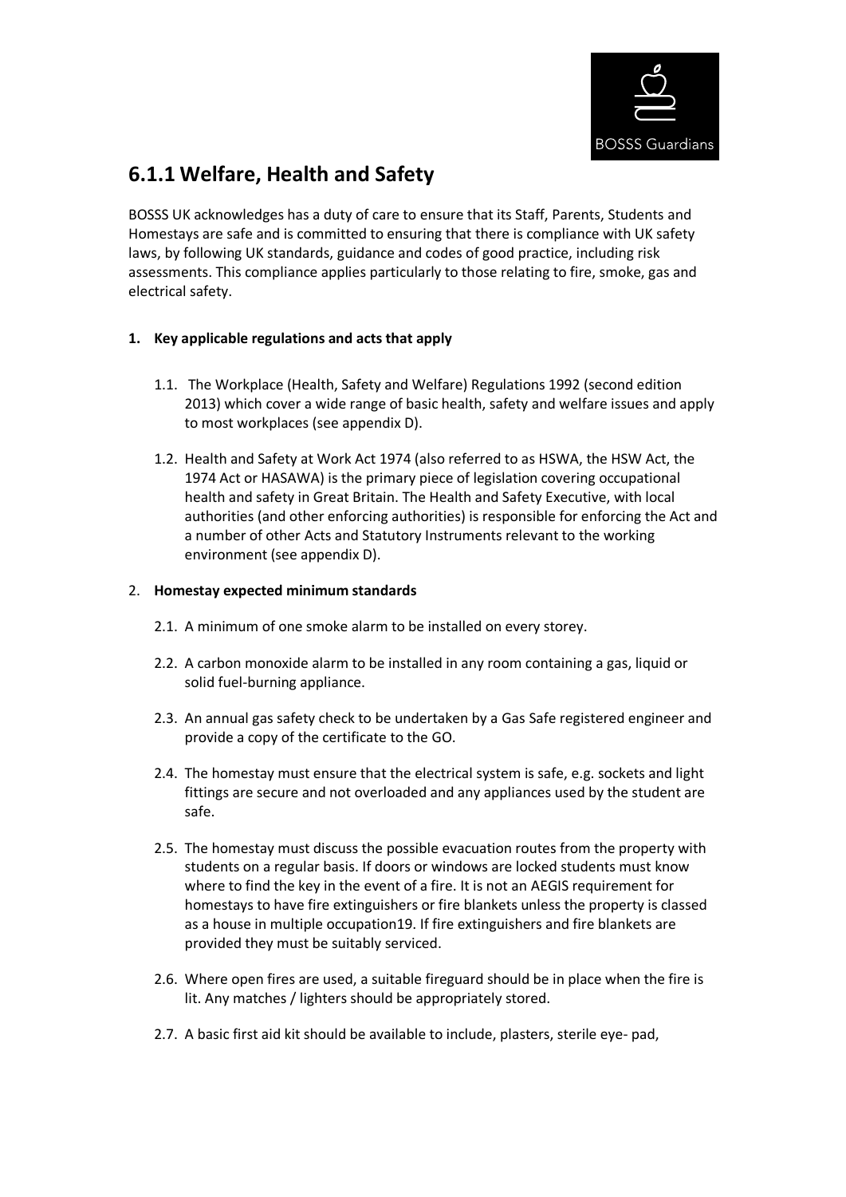# 6.1.1 Welfare, Health and Safety

BOSSS UK acknowledges has a duty of care to ensure that its Staff, Parents, Students and Homestays are safe and is committed to ensuring that there is compliance with UK safety laws, by following UK standards, guidance and codes of good practice, including risk assessments. This compliance applies particularly to those relating to fire, smoke, gas and electrical safety.

1. **Key applicable regulations and acts that apply**

   1.1. The Workplace (Health, Safety and Welfare) Regulations 1992 (second edition 2013) which cover a wide range of basic health, safety and welfare issues and apply to most workplaces (see appendix D).

   1.2. Health and Safety at Work Act 1974 (also referred to as HSWA, the HSW Act, the 1974 Act or HASAWA) is the primary piece of legislation covering occupational health and safety in Great Britain. The Health and Safety Executive, with local authorities (and other enforcing authorities) is responsible for enforcing the Act and a number of other Acts and Statutory Instruments relevant to the working environment (see appendix D).

2. **Homestay expected minimum standards**

   2.1. A minimum of one smoke alarm to be installed on every storey.

   2.2. A carbon monoxide alarm to be installed in any room containing a gas, liquid or solid fuel-burning appliance.

   2.3. An annual gas safety check to be undertaken by a Gas Safe registered engineer and provide a copy of the certificate to the GO.

   2.4. The homestay must ensure that the electrical system is safe, e.g. sockets and light fittings are secure and not overloaded and any appliances used by the student are safe.

   2.5. The homestay must discuss the possible evacuation routes from the property with students on a regular basis. If doors or windows are locked students must know where to find the key in the event of a fire. It is not an AEGIS requirement for homestays to have fire extinguishers or fire blankets unless the property is classed as a house in multiple occupation19. If fire extinguishers and fire blankets are provided they must be suitably serviced.

   2.6. Where open fires are used, a suitable fireguard should be in place when the fire is lit. Any matches / lighters should be appropriately stored.

   2.7. A basic first aid kit should be available to include, plasters, sterile eye- pad,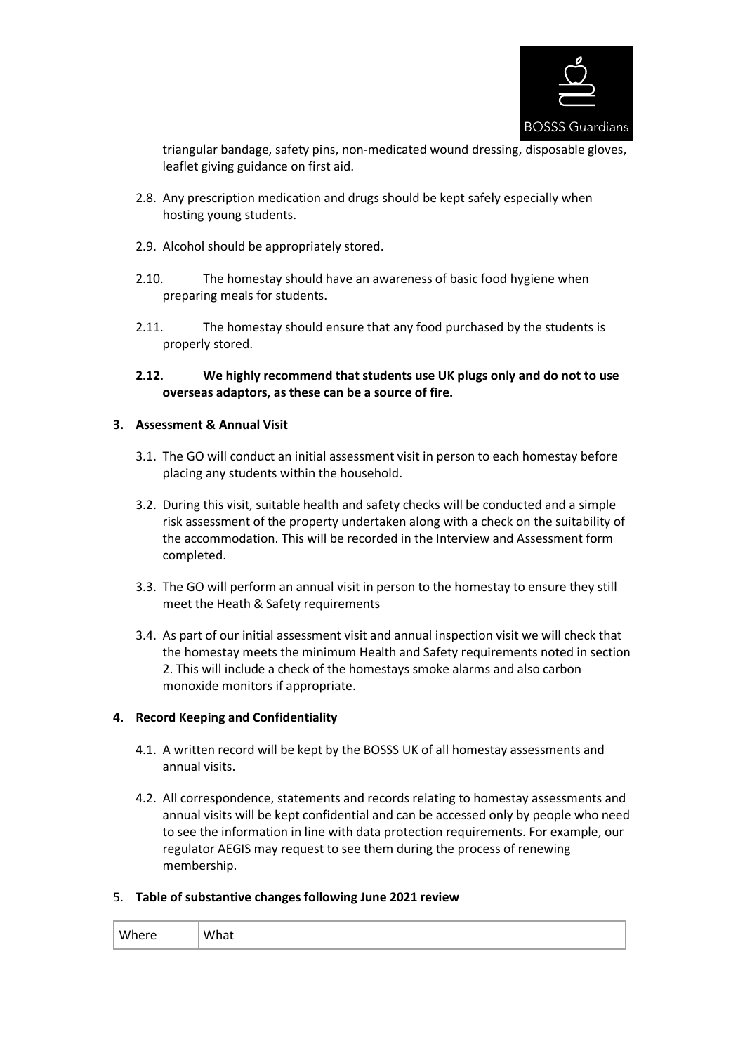triangular bandage, safety pins, non-medicated wound dressing, disposable gloves, leaflet giving guidance on first aid.

2.8. Any prescription medication and drugs should be kept safely especially when hosting young students.

2.9. Alcohol should be appropriately stored.

2.10. The homestay should have an awareness of basic food hygiene when preparing meals for students.

2.11. The homestay should ensure that any food purchased by the students is properly stored.

**2.12. We highly recommend that students use UK plugs only and do not to use overseas adaptors, as these can be a source of fire.**

## 3. Assessment & Annual Visit

3.1. The GO will conduct an initial assessment visit in person to each homestay before placing any students within the household.

3.2. During this visit, suitable health and safety checks will be conducted and a simple risk assessment of the property undertaken along with a check on the suitability of the accommodation. This will be recorded in the Interview and Assessment form completed.

3.3. The GO will perform an annual visit in person to the homestay to ensure they still meet the Heath & Safety requirements

3.4. As part of our initial assessment visit and annual inspection visit we will check that the homestay meets the minimum Health and Safety requirements noted in section 2. This will include a check of the homestays smoke alarms and also carbon monoxide monitors if appropriate.

## 4. Record Keeping and Confidentiality

4.1. A written record will be kept by the BOSSS UK of all homestay assessments and annual visits.

4.2. All correspondence, statements and records relating to homestay assessments and annual visits will be kept confidential and can be accessed only by people who need to see the information in line with data protection requirements. For example, our regulator AEGIS may request to see them during the process of renewing membership.

## 5. Table of substantive changes following June 2021 review

| Where | What |
| --- | --- |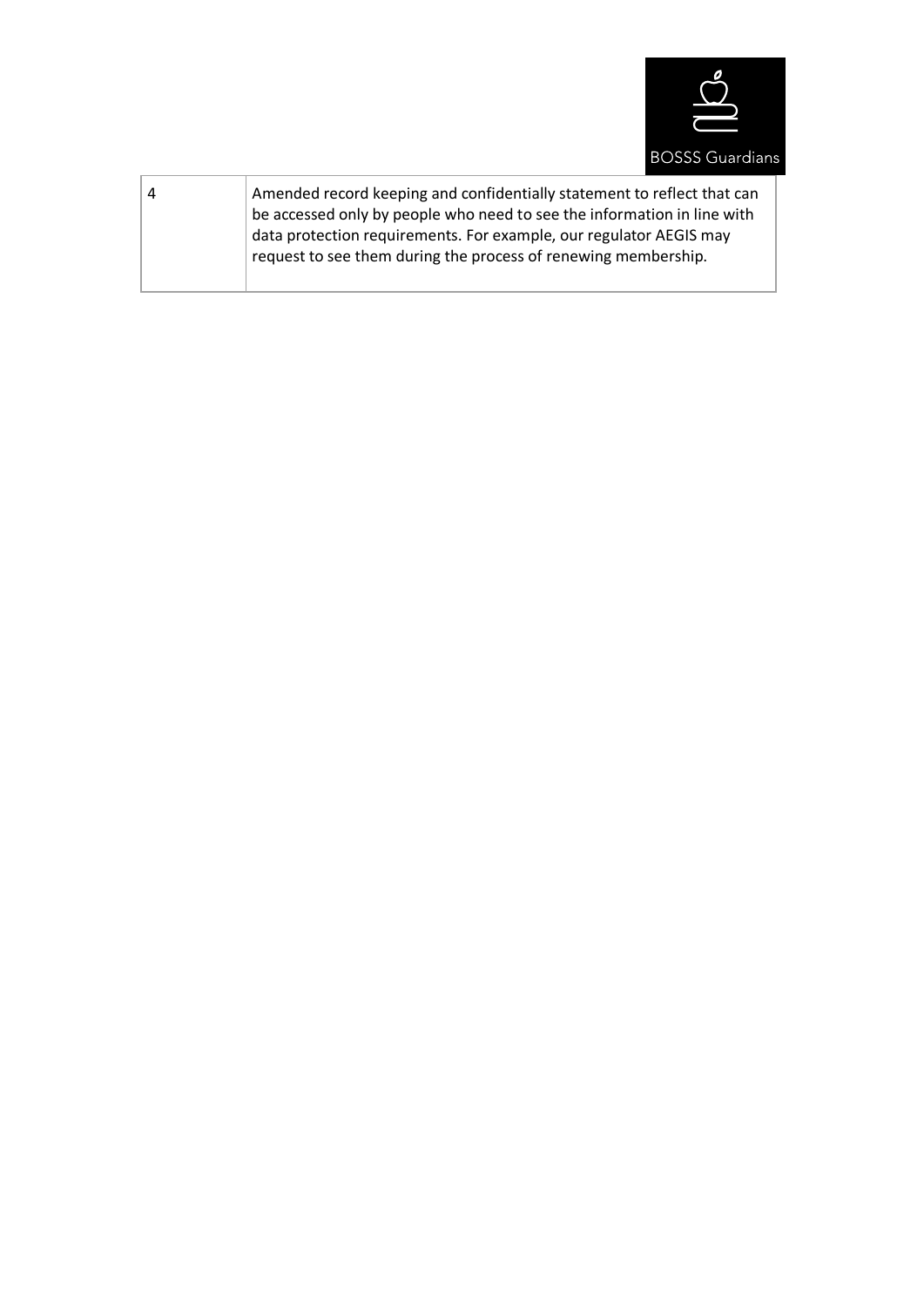| | |
|---|---|
| 4 | Amended record keeping and confidentially statement to reflect that can be accessed only by people who need to see the information in line with data protection requirements. For example, our regulator AEGIS may request to see them during the process of renewing membership. |